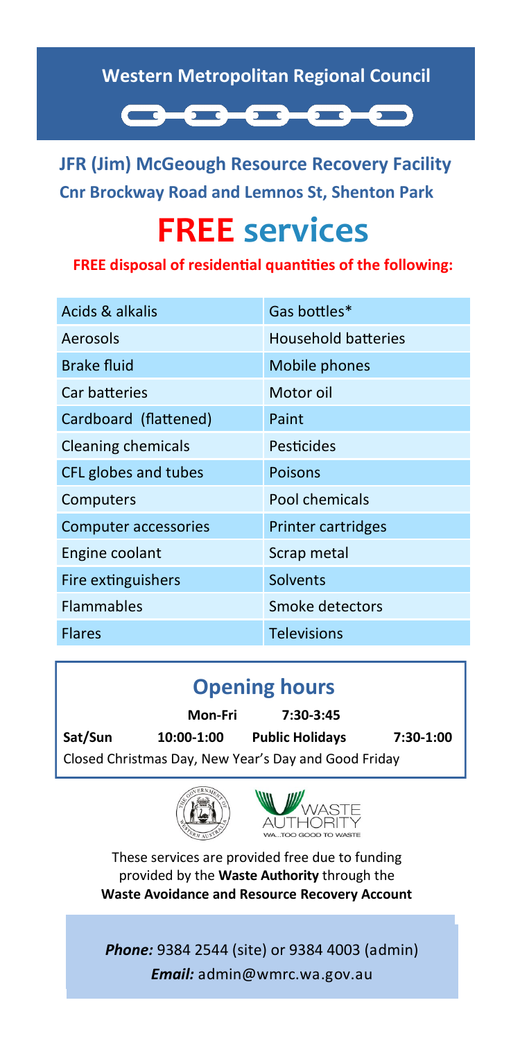**Western Metropolitan Regional Council**

## JFR (Jim) McGeough Resource Recovery Facility

**Cnr Brockway Road and Lemnos St, Shenton Park**

# FREE services

**FREE disposal of residential quantities of the following:**

| | |
|---|---|
| Acids & alkalis | Gas bottles* |
| Aerosols | Household batteries |
| Brake fluid | Mobile phones |
| Car batteries | Motor oil |
| Cardboard (flattened) | Paint |
| Cleaning chemicals | Pesticides |
| CFL globes and tubes | Poisons |
| Computers | Pool chemicals |
| Computer accessories | Printer cartridges |
| Engine coolant | Scrap metal |
| Fire extinguishers | Solvents |
| Flammables | Smoke detectors |
| Flares | Televisions |

## Opening hours

| | | | |
|---|---|---|---|
| | **Mon-Fri** | **7:30-3:45** | |
| **Sat/Sun** | **10:00-1:00** | **Public Holidays** | **7:30-1:00** |

Closed Christmas Day, New Year's Day and Good Friday

These services are provided free due to funding provided by the **Waste Authority** through the **Waste Avoidance and Resource Recovery Account**

***Phone:*** 9384 2544 (site) or 9384 4003 (admin)

***Email:*** admin@wmrc.wa.gov.au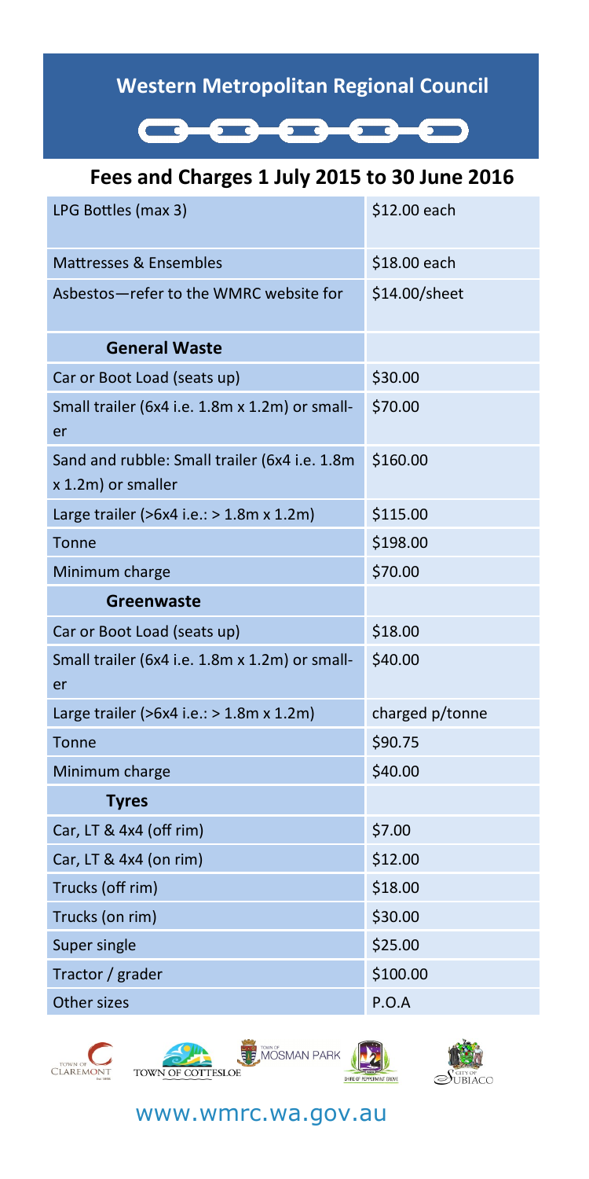# Western Metropolitan Regional Council

## Fees and Charges 1 July 2015 to 30 June 2016

| | |
|---|---|
| LPG Bottles (max 3) | $12.00 each |
| Mattresses & Ensembles | $18.00 each |
| Asbestos—refer to the WMRC website for | $14.00/sheet |
| **General Waste** | |
| Car or Boot Load (seats up) | $30.00 |
| Small trailer (6x4 i.e. 1.8m x 1.2m) or smaller | $70.00 |
| Sand and rubble: Small trailer (6x4 i.e. 1.8m x 1.2m) or smaller | $160.00 |
| Large trailer (>6x4 i.e.: > 1.8m x 1.2m) | $115.00 |
| Tonne | $198.00 |
| Minimum charge | $70.00 |
| **Greenwaste** | |
| Car or Boot Load (seats up) | $18.00 |
| Small trailer (6x4 i.e. 1.8m x 1.2m) or smaller | $40.00 |
| Large trailer (>6x4 i.e.: > 1.8m x 1.2m) | charged p/tonne |
| Tonne | $90.75 |
| Minimum charge | $40.00 |
| **Tyres** | |
| Car, LT & 4x4 (off rim) | $7.00 |
| Car, LT & 4x4 (on rim) | $12.00 |
| Trucks (off rim) | $18.00 |
| Trucks (on rim) | $30.00 |
| Super single | $25.00 |
| Tractor / grader | $100.00 |
| Other sizes | P.O.A |

Town of Claremont · Town of Cottesloe · Town of Mosman Park · Shire of Peppermint Grove · City of Subiaco

www.wmrc.wa.gov.au